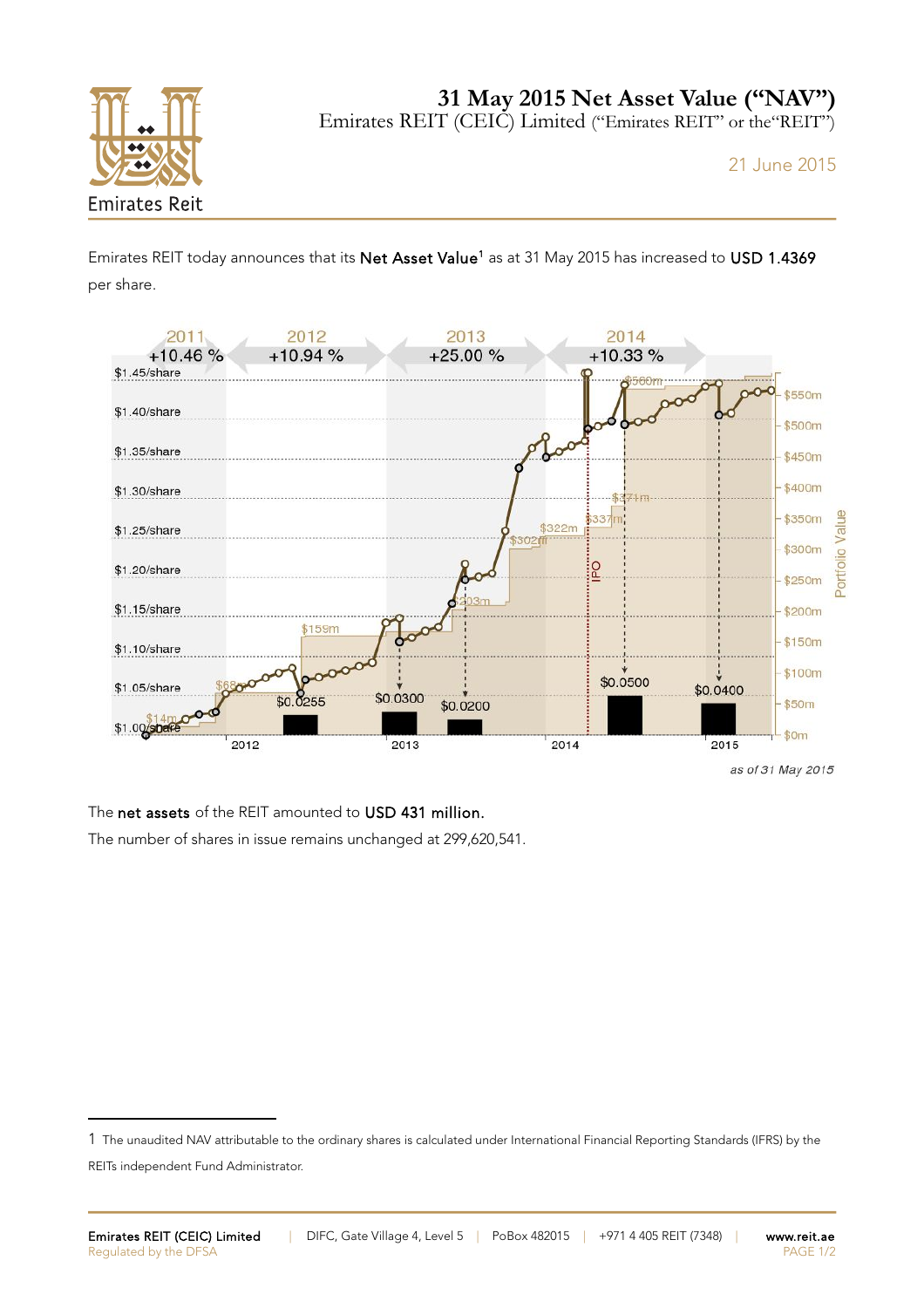# 31 May 2015 Net Asset Value ("NAV")

Emirates REIT (CEIC) Limited ("Emirates REIT" or the"REIT")

21 June 2015

Emirates REIT today announces that its **Net Asset Value**[1] as at 31 May 2015 has increased to **USD 1.4369** per share.

The **net assets** of the REIT amounted to **USD 431 million.**

The number of shares in issue remains unchanged at 299,620,541.

1 The unaudited NAV attributable to the ordinary shares is calculated under International Financial Reporting Standards (IFRS) by the REITs independent Fund Administrator.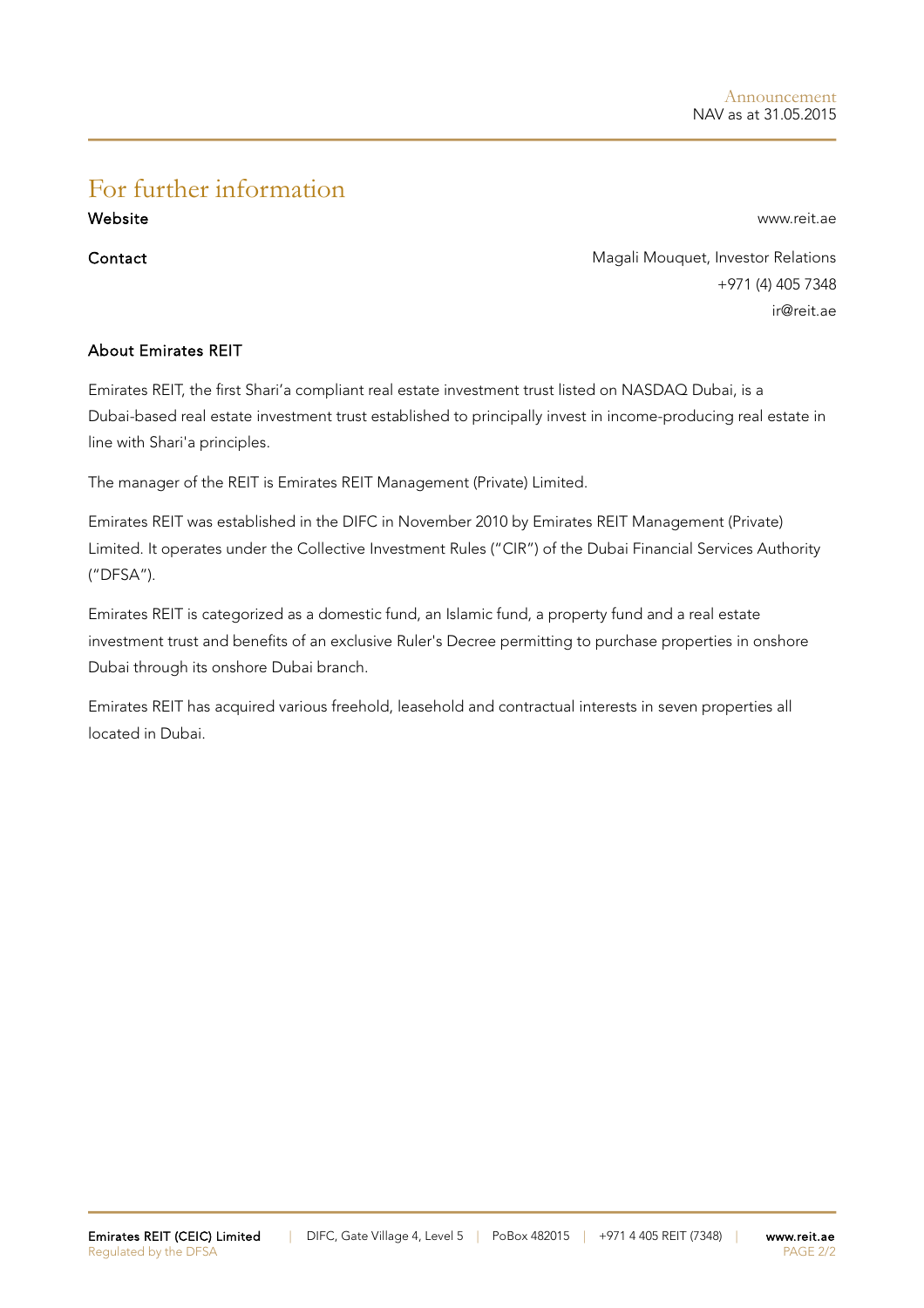## For further information

| | |
|---|---|
| **Website** | www.reit.ae |
| **Contact** | Magali Mouquet, Investor Relations<br>+971 (4) 405 7348<br>ir@reit.ae |

### About Emirates REIT

Emirates REIT, the first Shari'a compliant real estate investment trust listed on NASDAQ Dubai, is a Dubai-based real estate investment trust established to principally invest in income-producing real estate in line with Shari'a principles.

The manager of the REIT is Emirates REIT Management (Private) Limited.

Emirates REIT was established in the DIFC in November 2010 by Emirates REIT Management (Private) Limited. It operates under the Collective Investment Rules ("CIR") of the Dubai Financial Services Authority ("DFSA").

Emirates REIT is categorized as a domestic fund, an Islamic fund, a property fund and a real estate investment trust and benefits of an exclusive Ruler's Decree permitting to purchase properties in onshore Dubai through its onshore Dubai branch.

Emirates REIT has acquired various freehold, leasehold and contractual interests in seven properties all located in Dubai.